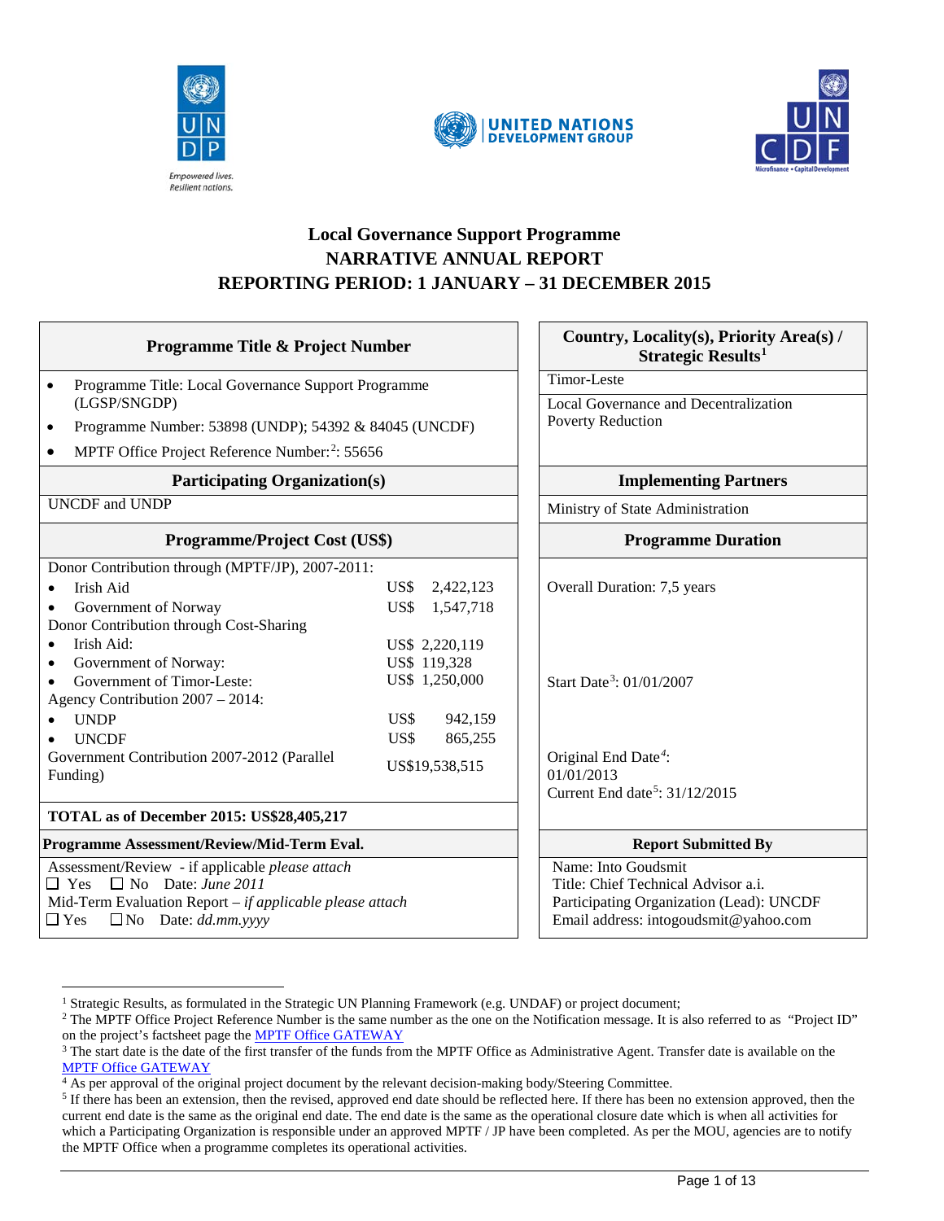# Local Governance Support Programme
# NARRATIVE ANNUAL REPORT
# REPORTING PERIOD: 1 JANUARY – 31 DECEMBER 2015

| Programme Title & Project Number | Country, Locality(s), Priority Area(s) / Strategic Results[1] |
|---|---|
| • Programme Title: Local Governance Support Programme (LGSP/SNGDP)<br>• Programme Number: 53898 (UNDP); 54392 & 84045 (UNCDF)<br>• MPTF Office Project Reference Number:[2]: 55656 | Timor-Leste<br><br>Local Governance and Decentralization<br>Poverty Reduction |
| **Participating Organization(s)** | **Implementing Partners** |
| UNCDF and UNDP | Ministry of State Administration |
| **Programme/Project Cost (US$)** | **Programme Duration** |
| Donor Contribution through (MPTF/JP), 2007-2011:<br>• Irish Aid — US$ 2,422,123<br>• Government of Norway — US$ 1,547,718<br>Donor Contribution through Cost-Sharing<br>• Irish Aid: — US$ 2,220,119<br>• Government of Norway: — US$ 119,328<br>• Government of Timor-Leste: — US$ 1,250,000<br>Agency Contribution 2007 – 2014:<br>• UNDP — US$ 942,159<br>• UNCDF — US$ 865,255<br>Government Contribution 2007-2012 (Parallel Funding) — US$19,538,515 | Overall Duration: 7,5 years<br><br>Start Date[3]: 01/01/2007<br><br>Original End Date[4]: 01/01/2013<br>Current End date[5]: 31/12/2015 |
| **TOTAL as of December 2015: US$28,405,217** | |
| **Programme Assessment/Review/Mid-Term Eval.** | **Report Submitted By** |
| Assessment/Review - if applicable *please attach*<br>☐ Yes ☐ No Date: *June 2011*<br>Mid-Term Evaluation Report – *if applicable please attach*<br>☐ Yes ☐ No Date: *dd.mm.yyyy* | Name: Into Goudsmit<br>Title: Chief Technical Advisor a.i.<br>Participating Organization (Lead): UNCDF<br>Email address: intogoudsmit@yahoo.com |

[1] Strategic Results, as formulated in the Strategic UN Planning Framework (e.g. UNDAF) or project document;

[2] The MPTF Office Project Reference Number is the same number as the one on the Notification message. It is also referred to as "Project ID" on the project's factsheet page the MPTF Office GATEWAY

[3] The start date is the date of the first transfer of the funds from the MPTF Office as Administrative Agent. Transfer date is available on the MPTF Office GATEWAY

[4] As per approval of the original project document by the relevant decision-making body/Steering Committee.

[5] If there has been an extension, then the revised, approved end date should be reflected here. If there has been no extension approved, then the current end date is the same as the original end date. The end date is the same as the operational closure date which is when all activities for which a Participating Organization is responsible under an approved MPTF / JP have been completed. As per the MOU, agencies are to notify the MPTF Office when a programme completes its operational activities.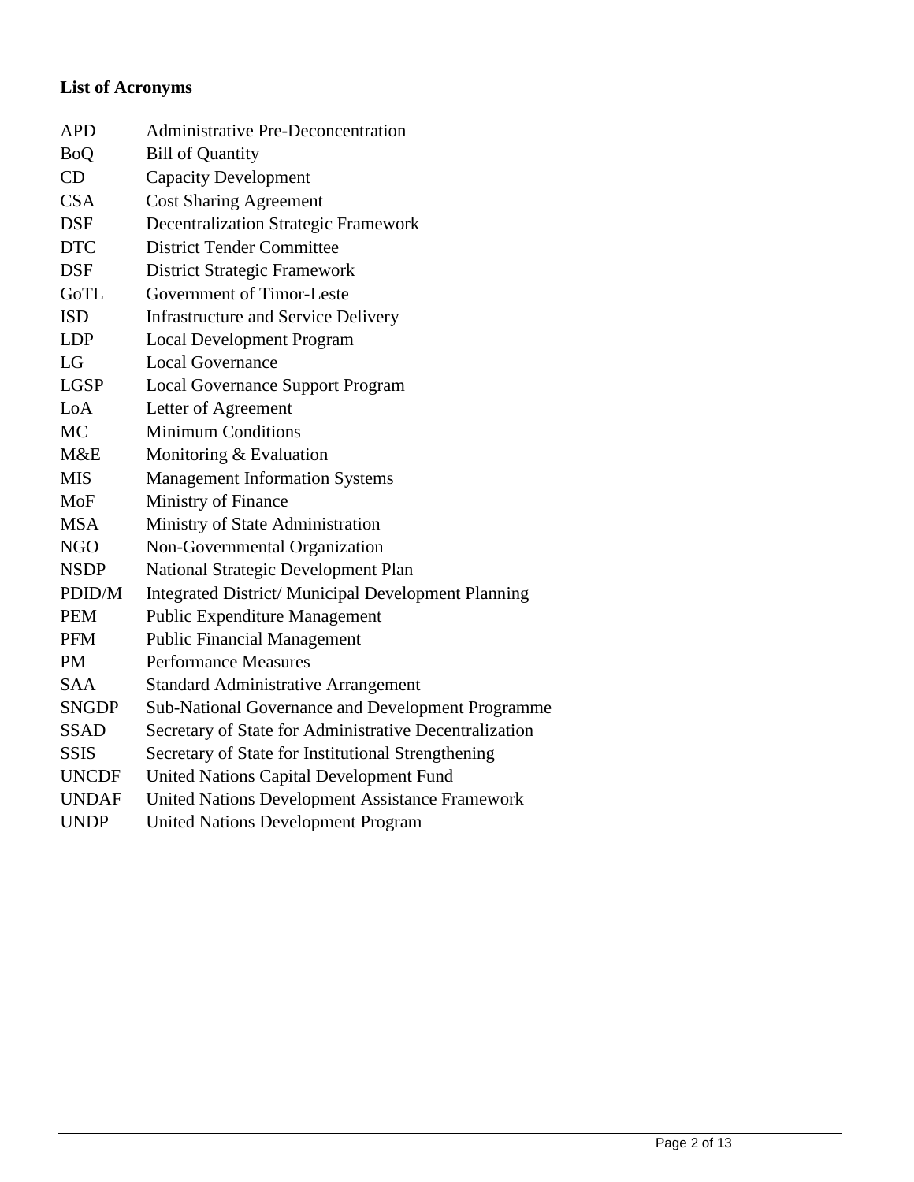**List of Acronyms**

| | |
|---|---|
| APD | Administrative Pre-Deconcentration |
| BoQ | Bill of Quantity |
| CD | Capacity Development |
| CSA | Cost Sharing Agreement |
| DSF | Decentralization Strategic Framework |
| DTC | District Tender Committee |
| DSF | District Strategic Framework |
| GoTL | Government of Timor-Leste |
| ISD | Infrastructure and Service Delivery |
| LDP | Local Development Program |
| LG | Local Governance |
| LGSP | Local Governance Support Program |
| LoA | Letter of Agreement |
| MC | Minimum Conditions |
| M&E | Monitoring & Evaluation |
| MIS | Management Information Systems |
| MoF | Ministry of Finance |
| MSA | Ministry of State Administration |
| NGO | Non-Governmental Organization |
| NSDP | National Strategic Development Plan |
| PDID/M | Integrated District/ Municipal Development Planning |
| PEM | Public Expenditure Management |
| PFM | Public Financial Management |
| PM | Performance Measures |
| SAA | Standard Administrative Arrangement |
| SNGDP | Sub-National Governance and Development Programme |
| SSAD | Secretary of State for Administrative Decentralization |
| SSIS | Secretary of State for Institutional Strengthening |
| UNCDF | United Nations Capital Development Fund |
| UNDAF | United Nations Development Assistance Framework |
| UNDP | United Nations Development Program |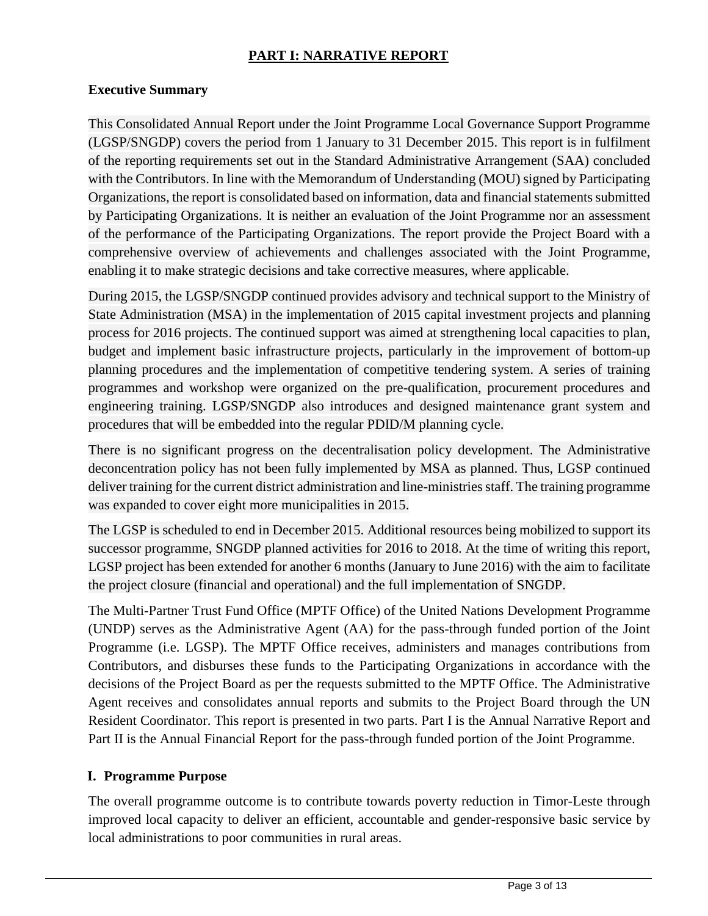# PART I: NARRATIVE REPORT

## Executive Summary

This Consolidated Annual Report under the Joint Programme Local Governance Support Programme (LGSP/SNGDP) covers the period from 1 January to 31 December 2015. This report is in fulfilment of the reporting requirements set out in the Standard Administrative Arrangement (SAA) concluded with the Contributors. In line with the Memorandum of Understanding (MOU) signed by Participating Organizations, the report is consolidated based on information, data and financial statements submitted by Participating Organizations. It is neither an evaluation of the Joint Programme nor an assessment of the performance of the Participating Organizations. The report provide the Project Board with a comprehensive overview of achievements and challenges associated with the Joint Programme, enabling it to make strategic decisions and take corrective measures, where applicable.

During 2015, the LGSP/SNGDP continued provides advisory and technical support to the Ministry of State Administration (MSA) in the implementation of 2015 capital investment projects and planning process for 2016 projects. The continued support was aimed at strengthening local capacities to plan, budget and implement basic infrastructure projects, particularly in the improvement of bottom-up planning procedures and the implementation of competitive tendering system. A series of training programmes and workshop were organized on the pre-qualification, procurement procedures and engineering training. LGSP/SNGDP also introduces and designed maintenance grant system and procedures that will be embedded into the regular PDID/M planning cycle.

There is no significant progress on the decentralisation policy development. The Administrative deconcentration policy has not been fully implemented by MSA as planned. Thus, LGSP continued deliver training for the current district administration and line-ministries staff. The training programme was expanded to cover eight more municipalities in 2015.

The LGSP is scheduled to end in December 2015. Additional resources being mobilized to support its successor programme, SNGDP planned activities for 2016 to 2018. At the time of writing this report, LGSP project has been extended for another 6 months (January to June 2016) with the aim to facilitate the project closure (financial and operational) and the full implementation of SNGDP.

The Multi-Partner Trust Fund Office (MPTF Office) of the United Nations Development Programme (UNDP) serves as the Administrative Agent (AA) for the pass-through funded portion of the Joint Programme (i.e. LGSP). The MPTF Office receives, administers and manages contributions from Contributors, and disburses these funds to the Participating Organizations in accordance with the decisions of the Project Board as per the requests submitted to the MPTF Office. The Administrative Agent receives and consolidates annual reports and submits to the Project Board through the UN Resident Coordinator. This report is presented in two parts. Part I is the Annual Narrative Report and Part II is the Annual Financial Report for the pass-through funded portion of the Joint Programme.

## I. Programme Purpose

The overall programme outcome is to contribute towards poverty reduction in Timor-Leste through improved local capacity to deliver an efficient, accountable and gender-responsive basic service by local administrations to poor communities in rural areas.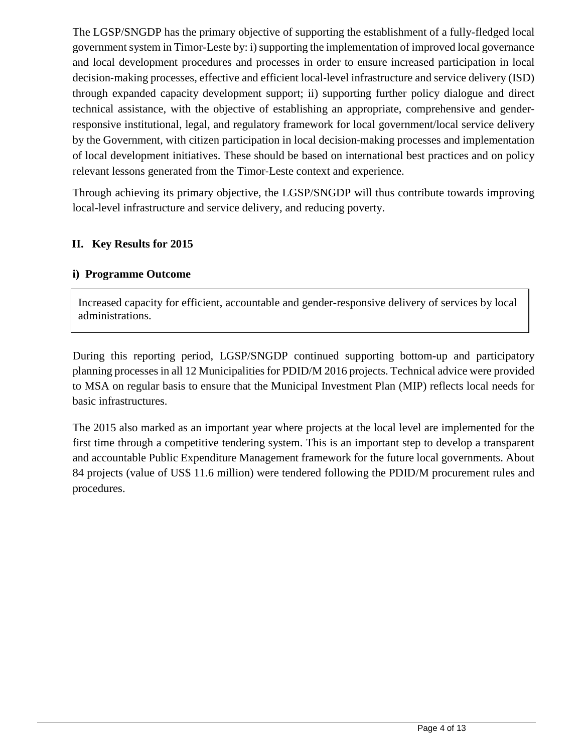The LGSP/SNGDP has the primary objective of supporting the establishment of a fully-fledged local government system in Timor-Leste by: i) supporting the implementation of improved local governance and local development procedures and processes in order to ensure increased participation in local decision-making processes, effective and efficient local-level infrastructure and service delivery (ISD) through expanded capacity development support; ii) supporting further policy dialogue and direct technical assistance, with the objective of establishing an appropriate, comprehensive and gender-responsive institutional, legal, and regulatory framework for local government/local service delivery by the Government, with citizen participation in local decision-making processes and implementation of local development initiatives. These should be based on international best practices and on policy relevant lessons generated from the Timor-Leste context and experience.

Through achieving its primary objective, the LGSP/SNGDP will thus contribute towards improving local-level infrastructure and service delivery, and reducing poverty.

## II. Key Results for 2015

### i) Programme Outcome

| Increased capacity for efficient, accountable and gender-responsive delivery of services by local administrations. |
|---|

During this reporting period, LGSP/SNGDP continued supporting bottom-up and participatory planning processes in all 12 Municipalities for PDID/M 2016 projects. Technical advice were provided to MSA on regular basis to ensure that the Municipal Investment Plan (MIP) reflects local needs for basic infrastructures.

The 2015 also marked as an important year where projects at the local level are implemented for the first time through a competitive tendering system. This is an important step to develop a transparent and accountable Public Expenditure Management framework for the future local governments. About 84 projects (value of US$ 11.6 million) were tendered following the PDID/M procurement rules and procedures.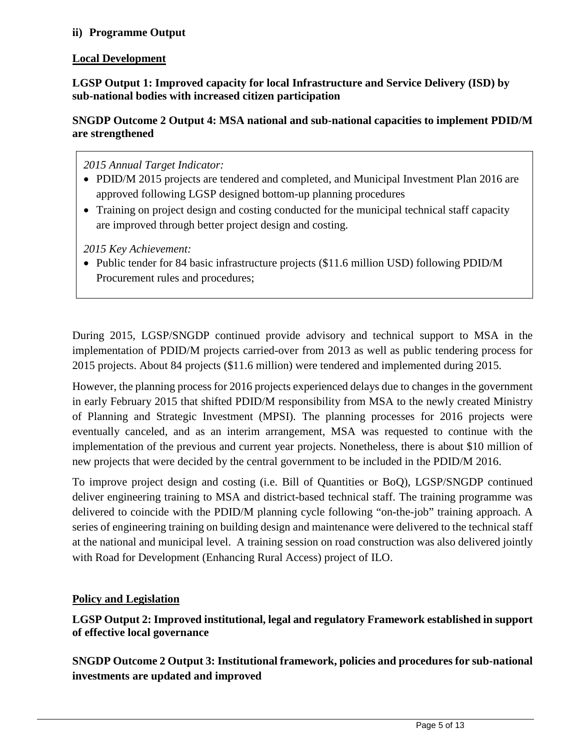**ii) Programme Output**

**Local Development**

**LGSP Output 1: Improved capacity for local Infrastructure and Service Delivery (ISD) by sub-national bodies with increased citizen participation**

**SNGDP Outcome 2 Output 4: MSA national and sub-national capacities to implement PDID/M are strengthened**

*2015 Annual Target Indicator:*

- PDID/M 2015 projects are tendered and completed, and Municipal Investment Plan 2016 are approved following LGSP designed bottom-up planning procedures
- Training on project design and costing conducted for the municipal technical staff capacity are improved through better project design and costing.

*2015 Key Achievement:*

- Public tender for 84 basic infrastructure projects ($11.6 million USD) following PDID/M Procurement rules and procedures;

During 2015, LGSP/SNGDP continued provide advisory and technical support to MSA in the implementation of PDID/M projects carried-over from 2013 as well as public tendering process for 2015 projects. About 84 projects ($11.6 million) were tendered and implemented during 2015.

However, the planning process for 2016 projects experienced delays due to changes in the government in early February 2015 that shifted PDID/M responsibility from MSA to the newly created Ministry of Planning and Strategic Investment (MPSI). The planning processes for 2016 projects were eventually canceled, and as an interim arrangement, MSA was requested to continue with the implementation of the previous and current year projects. Nonetheless, there is about $10 million of new projects that were decided by the central government to be included in the PDID/M 2016.

To improve project design and costing (i.e. Bill of Quantities or BoQ), LGSP/SNGDP continued deliver engineering training to MSA and district-based technical staff. The training programme was delivered to coincide with the PDID/M planning cycle following "on-the-job" training approach. A series of engineering training on building design and maintenance were delivered to the technical staff at the national and municipal level. A training session on road construction was also delivered jointly with Road for Development (Enhancing Rural Access) project of ILO.

**Policy and Legislation**

**LGSP Output 2: Improved institutional, legal and regulatory Framework established in support of effective local governance**

**SNGDP Outcome 2 Output 3: Institutional framework, policies and procedures for sub-national investments are updated and improved**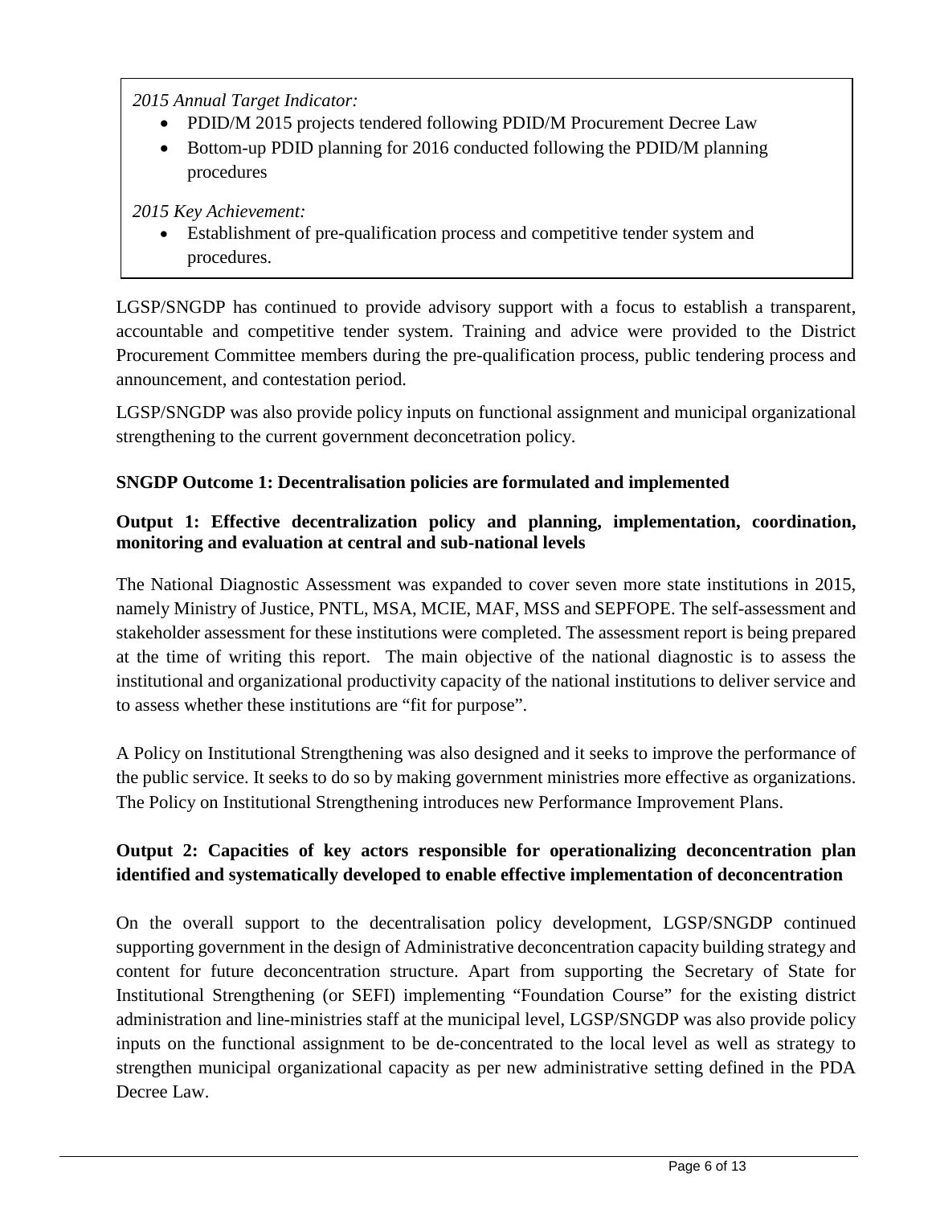*2015 Annual Target Indicator:*

- PDID/M 2015 projects tendered following PDID/M Procurement Decree Law
- Bottom-up PDID planning for 2016 conducted following the PDID/M planning procedures

*2015 Key Achievement:*

- Establishment of pre-qualification process and competitive tender system and procedures.

LGSP/SNGDP has continued to provide advisory support with a focus to establish a transparent, accountable and competitive tender system. Training and advice were provided to the District Procurement Committee members during the pre-qualification process, public tendering process and announcement, and contestation period.

LGSP/SNGDP was also provide policy inputs on functional assignment and municipal organizational strengthening to the current government deconcetration policy.

**SNGDP Outcome 1: Decentralisation policies are formulated and implemented**

**Output 1: Effective decentralization policy and planning, implementation, coordination, monitoring and evaluation at central and sub-national levels**

The National Diagnostic Assessment was expanded to cover seven more state institutions in 2015, namely Ministry of Justice, PNTL, MSA, MCIE, MAF, MSS and SEPFOPE. The self-assessment and stakeholder assessment for these institutions were completed. The assessment report is being prepared at the time of writing this report. The main objective of the national diagnostic is to assess the institutional and organizational productivity capacity of the national institutions to deliver service and to assess whether these institutions are "fit for purpose".

A Policy on Institutional Strengthening was also designed and it seeks to improve the performance of the public service. It seeks to do so by making government ministries more effective as organizations. The Policy on Institutional Strengthening introduces new Performance Improvement Plans.

**Output 2: Capacities of key actors responsible for operationalizing deconcentration plan identified and systematically developed to enable effective implementation of deconcentration**

On the overall support to the decentralisation policy development, LGSP/SNGDP continued supporting government in the design of Administrative deconcentration capacity building strategy and content for future deconcentration structure. Apart from supporting the Secretary of State for Institutional Strengthening (or SEFI) implementing "Foundation Course" for the existing district administration and line-ministries staff at the municipal level, LGSP/SNGDP was also provide policy inputs on the functional assignment to be de-concentrated to the local level as well as strategy to strengthen municipal organizational capacity as per new administrative setting defined in the PDA Decree Law.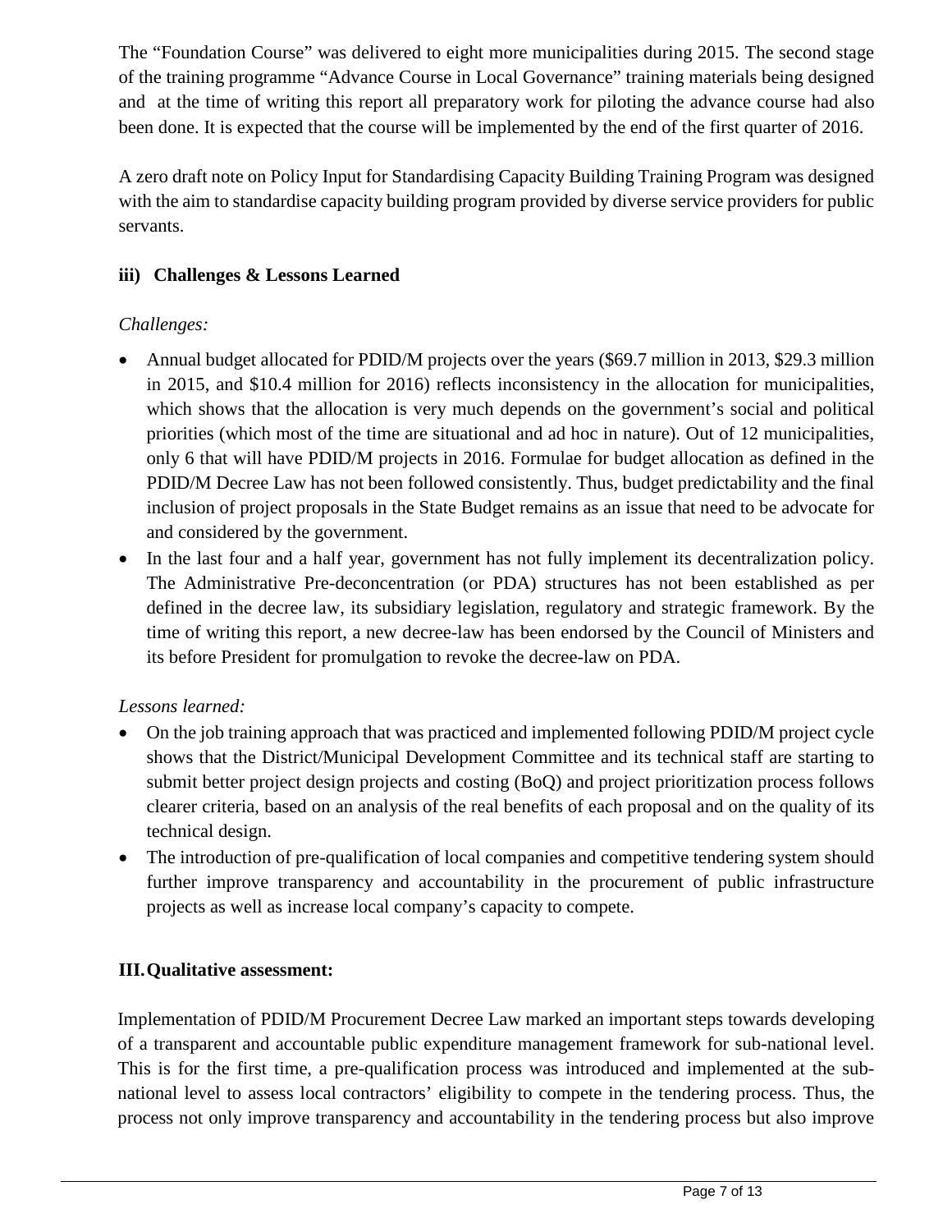The "Foundation Course" was delivered to eight more municipalities during 2015. The second stage of the training programme "Advance Course in Local Governance" training materials being designed and at the time of writing this report all preparatory work for piloting the advance course had also been done. It is expected that the course will be implemented by the end of the first quarter of 2016.

A zero draft note on Policy Input for Standardising Capacity Building Training Program was designed with the aim to standardise capacity building program provided by diverse service providers for public servants.

### iii) Challenges & Lessons Learned

*Challenges:*

- Annual budget allocated for PDID/M projects over the years ($69.7 million in 2013, $29.3 million in 2015, and $10.4 million for 2016) reflects inconsistency in the allocation for municipalities, which shows that the allocation is very much depends on the government's social and political priorities (which most of the time are situational and ad hoc in nature). Out of 12 municipalities, only 6 that will have PDID/M projects in 2016. Formulae for budget allocation as defined in the PDID/M Decree Law has not been followed consistently. Thus, budget predictability and the final inclusion of project proposals in the State Budget remains as an issue that need to be advocate for and considered by the government.
- In the last four and a half year, government has not fully implement its decentralization policy. The Administrative Pre-deconcentration (or PDA) structures has not been established as per defined in the decree law, its subsidiary legislation, regulatory and strategic framework. By the time of writing this report, a new decree-law has been endorsed by the Council of Ministers and its before President for promulgation to revoke the decree-law on PDA.

*Lessons learned:*

- On the job training approach that was practiced and implemented following PDID/M project cycle shows that the District/Municipal Development Committee and its technical staff are starting to submit better project design projects and costing (BoQ) and project prioritization process follows clearer criteria, based on an analysis of the real benefits of each proposal and on the quality of its technical design.
- The introduction of pre-qualification of local companies and competitive tendering system should further improve transparency and accountability in the procurement of public infrastructure projects as well as increase local company's capacity to compete.

## III. Qualitative assessment:

Implementation of PDID/M Procurement Decree Law marked an important steps towards developing of a transparent and accountable public expenditure management framework for sub-national level. This is for the first time, a pre-qualification process was introduced and implemented at the sub-national level to assess local contractors' eligibility to compete in the tendering process. Thus, the process not only improve transparency and accountability in the tendering process but also improve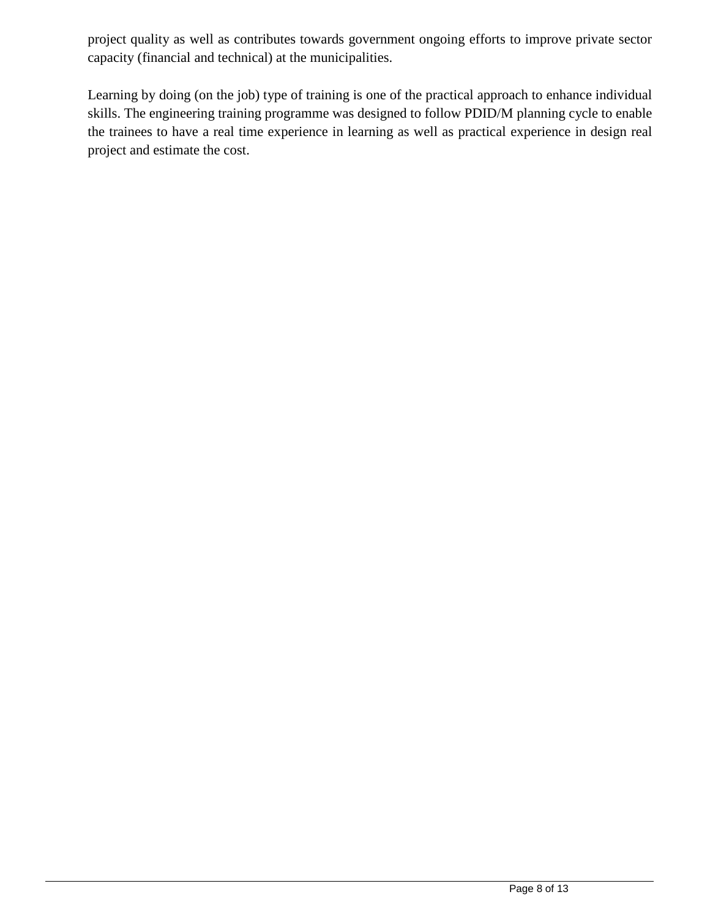project quality as well as contributes towards government ongoing efforts to improve private sector capacity (financial and technical) at the municipalities.

Learning by doing (on the job) type of training is one of the practical approach to enhance individual skills. The engineering training programme was designed to follow PDID/M planning cycle to enable the trainees to have a real time experience in learning as well as practical experience in design real project and estimate the cost.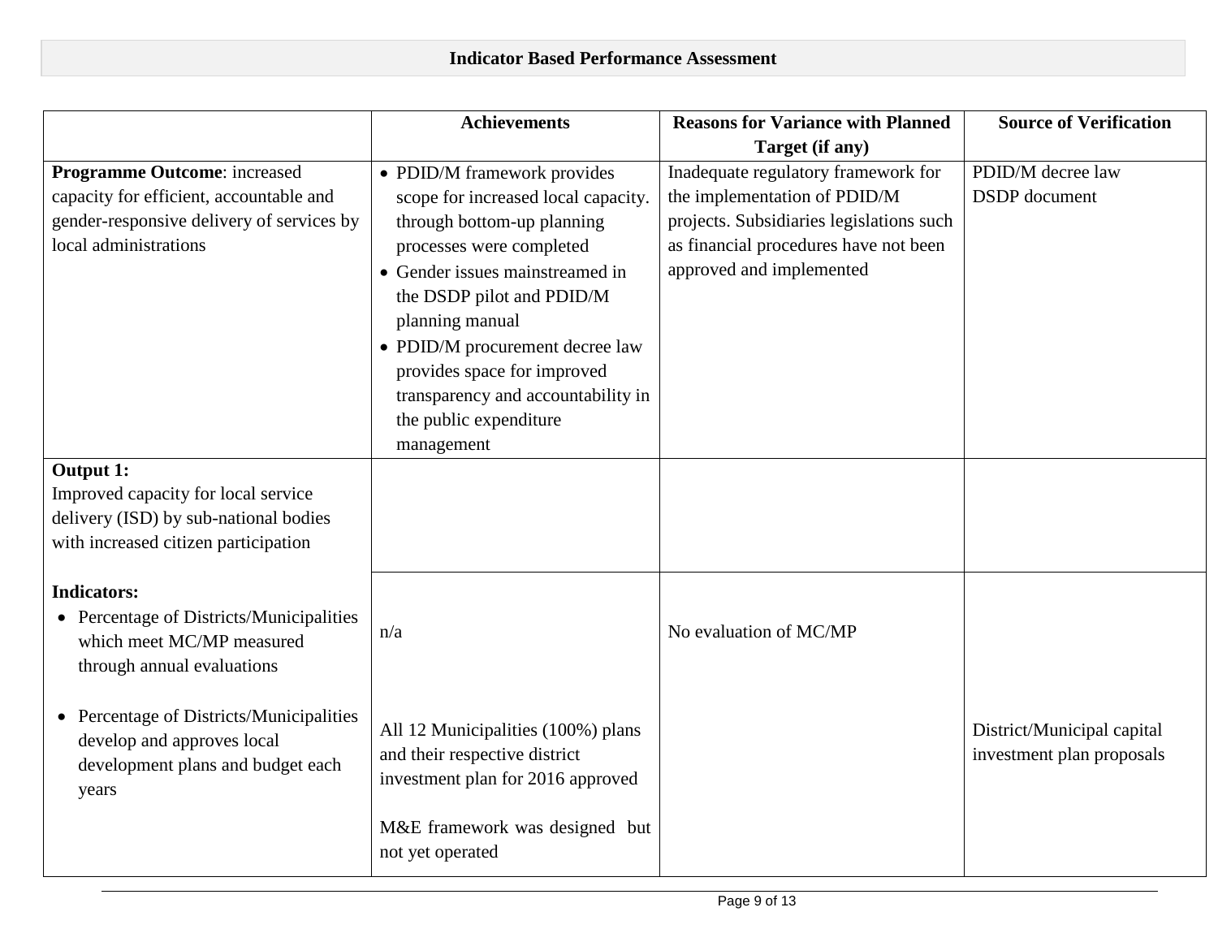## Indicator Based Performance Assessment

| | Achievements | Reasons for Variance with Planned Target (if any) | Source of Verification |
|---|---|---|---|
| **Programme Outcome**: increased capacity for efficient, accountable and gender-responsive delivery of services by local administrations | • PDID/M framework provides scope for increased local capacity. through bottom-up planning processes were completed<br>• Gender issues mainstreamed in the DSDP pilot and PDID/M planning manual<br>• PDID/M procurement decree law provides space for improved transparency and accountability in the public expenditure management | Inadequate regulatory framework for the implementation of PDID/M projects. Subsidiaries legislations such as financial procedures have not been approved and implemented | PDID/M decree law<br>DSDP document |
| **Output 1:**<br>Improved capacity for local service delivery (ISD) by sub-national bodies with increased citizen participation | | | |
| **Indicators:**<br>• Percentage of Districts/Municipalities which meet MC/MP measured through annual evaluations<br><br>• Percentage of Districts/Municipalities develop and approves local development plans and budget each years | n/a<br><br>All 12 Municipalities (100%) plans and their respective district investment plan for 2016 approved<br><br>M&E framework was designed but not yet operated | No evaluation of MC/MP | District/Municipal capital investment plan proposals |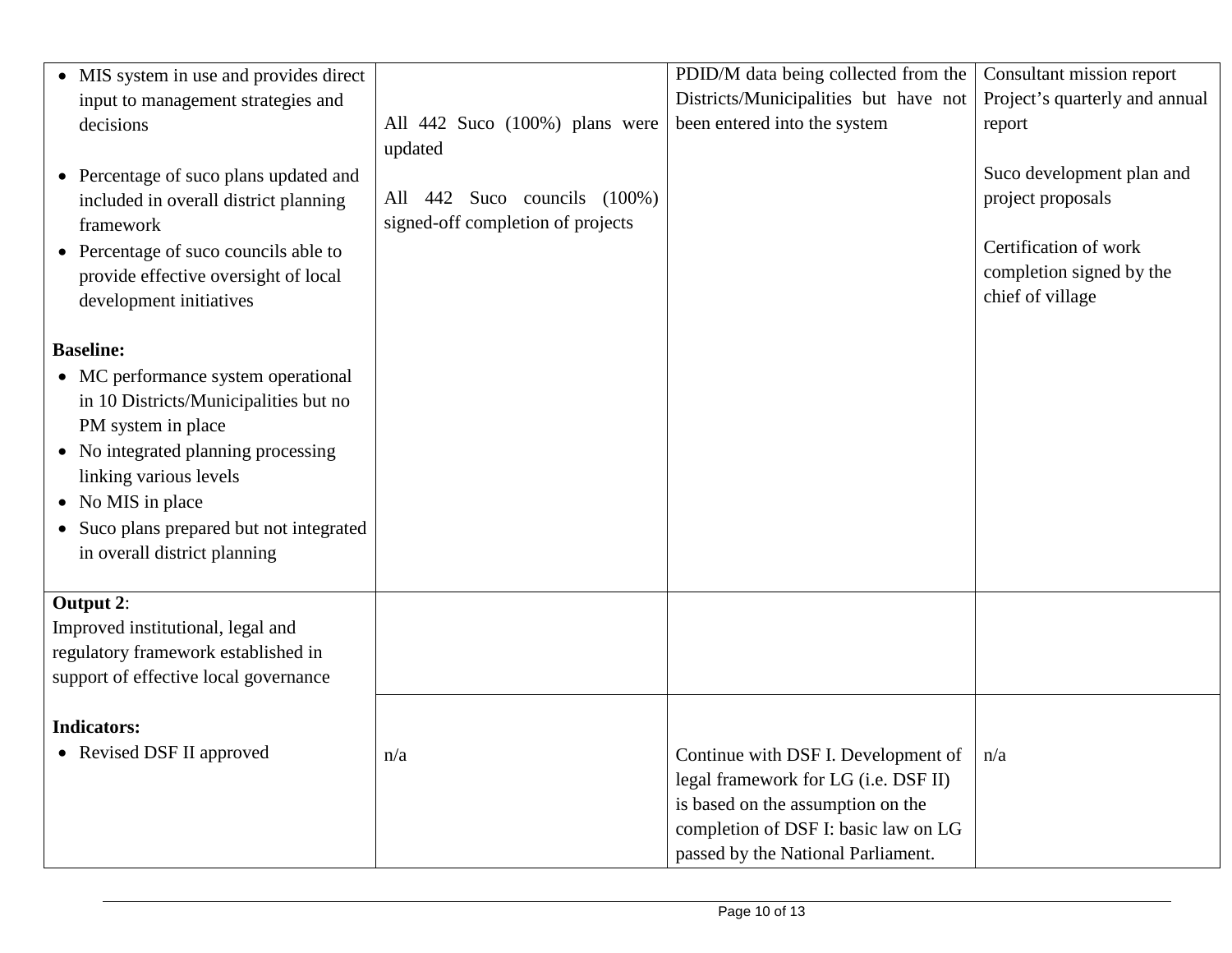| | | | |
|---|---|---|---|
| • MIS system in use and provides direct input to management strategies and decisions<br><br>• Percentage of suco plans updated and included in overall district planning framework<br>• Percentage of suco councils able to provide effective oversight of local development initiatives<br><br>**Baseline:**<br>• MC performance system operational in 10 Districts/Municipalities but no PM system in place<br>• No integrated planning processing linking various levels<br>• No MIS in place<br>• Suco plans prepared but not integrated in overall district planning | All 442 Suco (100%) plans were updated<br><br>All 442 Suco councils (100%) signed-off completion of projects | PDID/M data being collected from the Districts/Municipalities but have not been entered into the system | Consultant mission report<br>Project's quarterly and annual report<br><br>Suco development plan and project proposals<br><br>Certification of work completion signed by the chief of village |
| **Output 2**:<br>Improved institutional, legal and regulatory framework established in support of effective local governance | | | |
| **Indicators:**<br>• Revised DSF II approved | n/a | Continue with DSF I. Development of legal framework for LG (i.e. DSF II) is based on the assumption on the completion of DSF I: basic law on LG passed by the National Parliament. | n/a |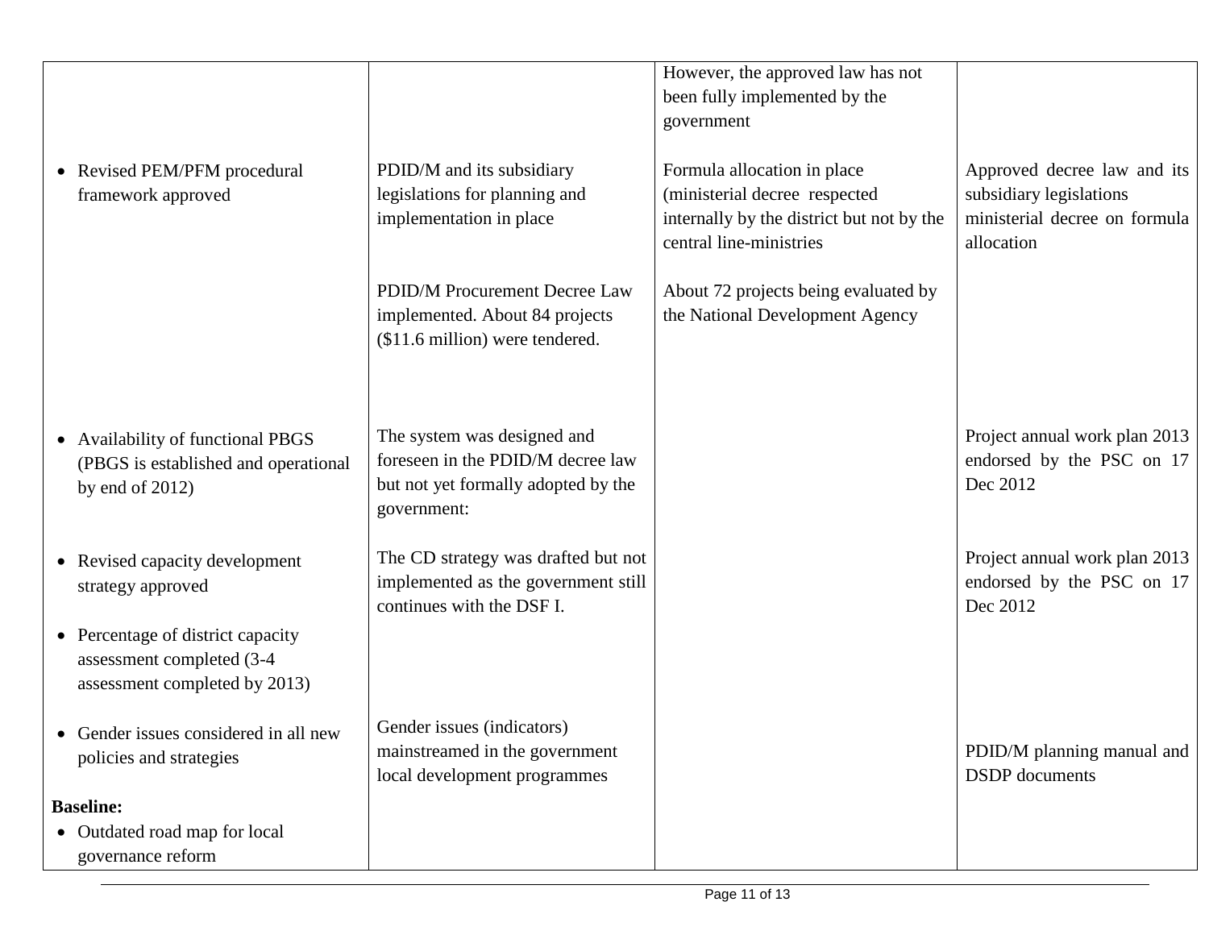| | | | |
|---|---|---|---|
| | | However, the approved law has not been fully implemented by the government | |
| • Revised PEM/PFM procedural framework approved | PDID/M and its subsidiary legislations for planning and implementation in place<br><br>PDID/M Procurement Decree Law implemented. About 84 projects ($11.6 million) were tendered. | Formula allocation in place (ministerial decree respected internally by the district but not by the central line-ministries<br><br>About 72 projects being evaluated by the National Development Agency | Approved decree law and its subsidiary legislations ministerial decree on formula allocation |
| • Availability of functional PBGS (PBGS is established and operational by end of 2012) | The system was designed and foreseen in the PDID/M decree law but not yet formally adopted by the government: | | Project annual work plan 2013 endorsed by the PSC on 17 Dec 2012 |
| • Revised capacity development strategy approved<br><br>• Percentage of district capacity assessment completed (3-4 assessment completed by 2013) | The CD strategy was drafted but not implemented as the government still continues with the DSF I. | | Project annual work plan 2013 endorsed by the PSC on 17 Dec 2012 |
| • Gender issues considered in all new policies and strategies | Gender issues (indicators) mainstreamed in the government local development programmes | | PDID/M planning manual and DSDP documents |
| **Baseline:**<br>• Outdated road map for local governance reform | | | |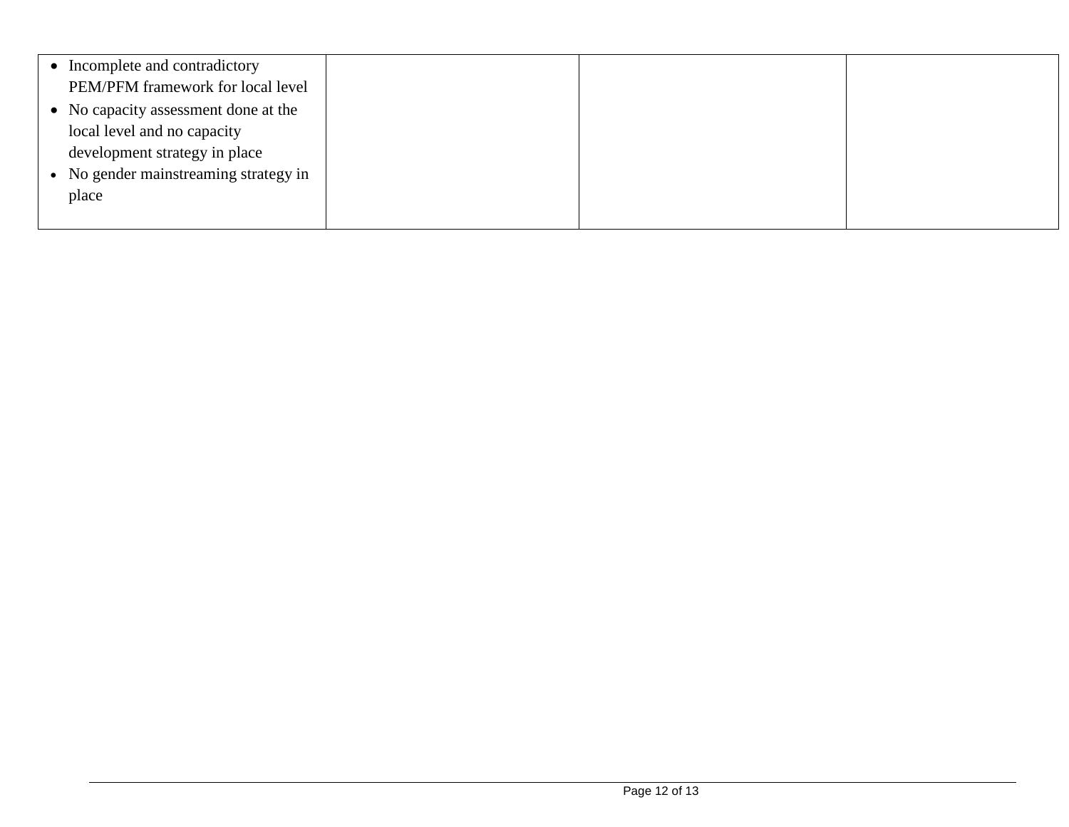| | | | |
|---|---|---|---|
| • Incomplete and contradictory PEM/PFM framework for local level<br>• No capacity assessment done at the local level and no capacity development strategy in place<br>• No gender mainstreaming strategy in place | | | |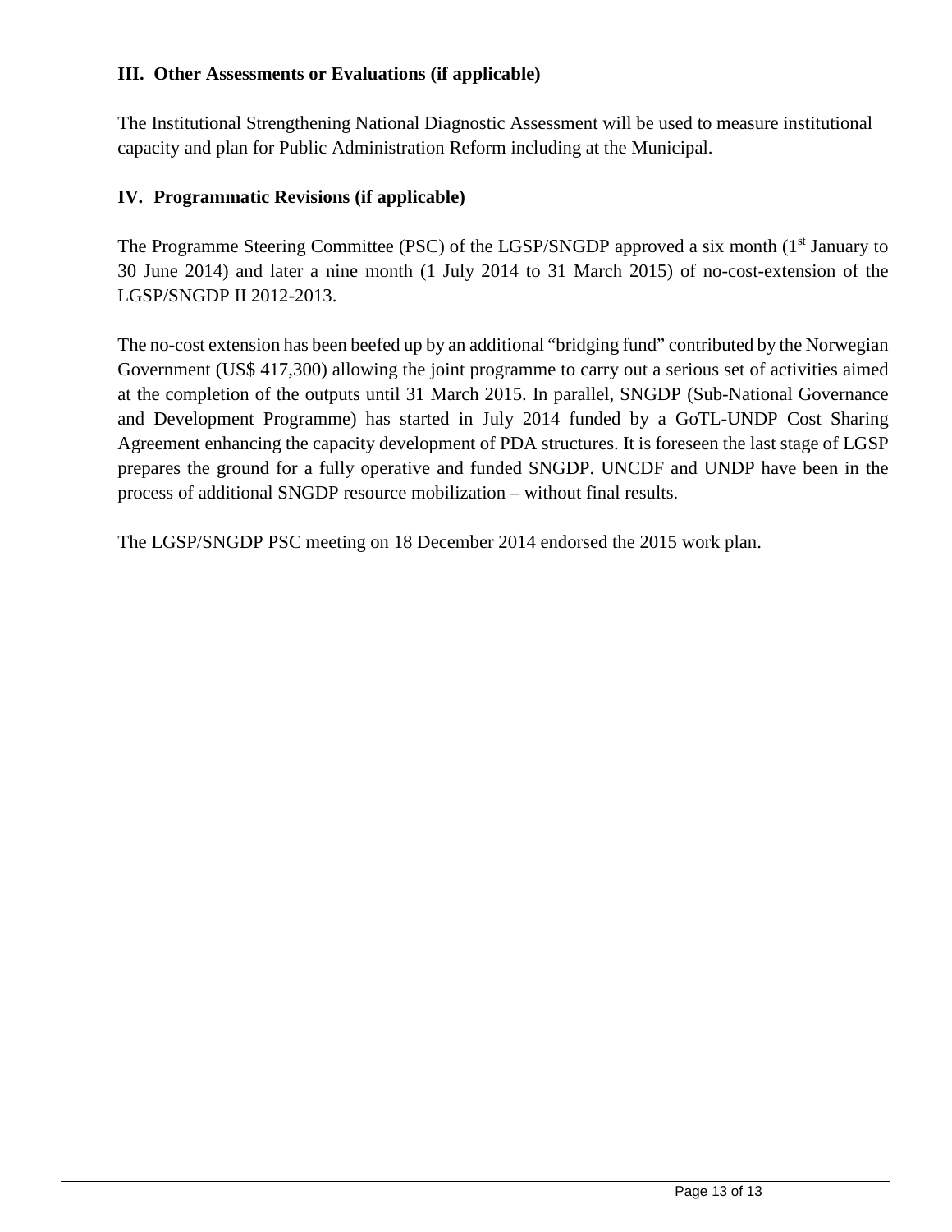### III. Other Assessments or Evaluations (if applicable)

The Institutional Strengthening National Diagnostic Assessment will be used to measure institutional capacity and plan for Public Administration Reform including at the Municipal.

### IV. Programmatic Revisions (if applicable)

The Programme Steering Committee (PSC) of the LGSP/SNGDP approved a six month (1st January to 30 June 2014) and later a nine month (1 July 2014 to 31 March 2015) of no-cost-extension of the LGSP/SNGDP II 2012-2013.

The no-cost extension has been beefed up by an additional "bridging fund" contributed by the Norwegian Government (US$ 417,300) allowing the joint programme to carry out a serious set of activities aimed at the completion of the outputs until 31 March 2015. In parallel, SNGDP (Sub-National Governance and Development Programme) has started in July 2014 funded by a GoTL-UNDP Cost Sharing Agreement enhancing the capacity development of PDA structures. It is foreseen the last stage of LGSP prepares the ground for a fully operative and funded SNGDP. UNCDF and UNDP have been in the process of additional SNGDP resource mobilization – without final results.

The LGSP/SNGDP PSC meeting on 18 December 2014 endorsed the 2015 work plan.